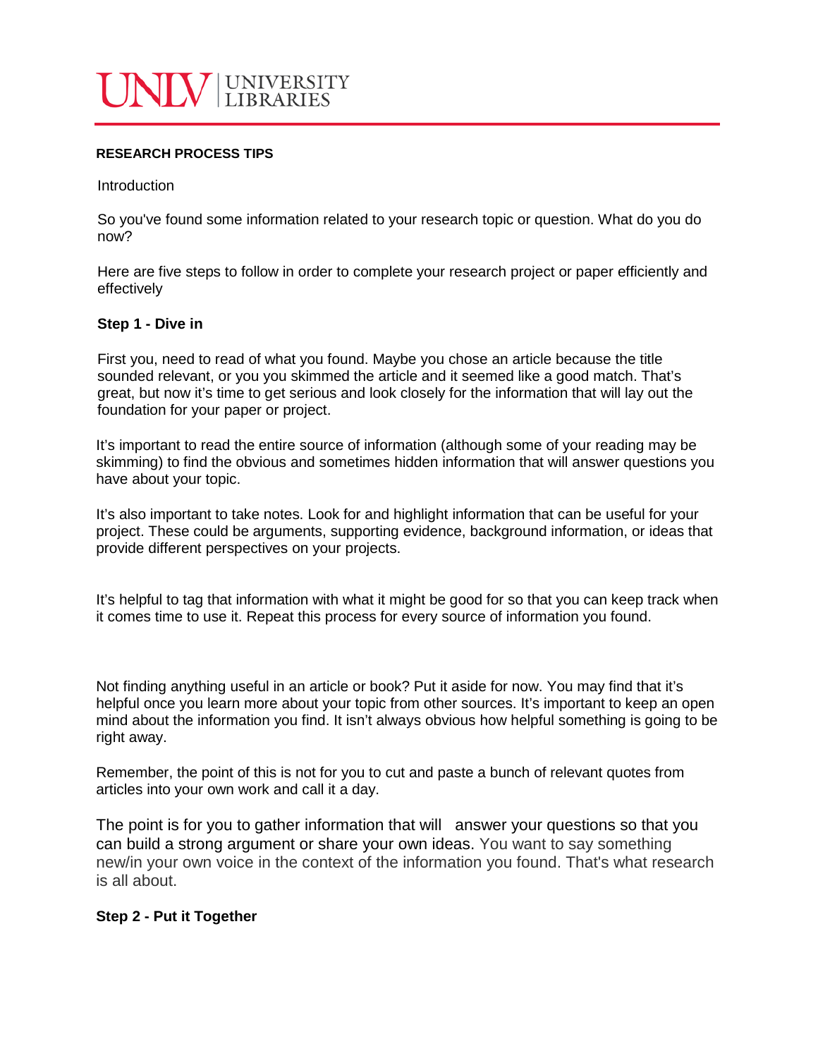UNLV | UNIVERSITY LIBRARIES

**RESEARCH PROCESS TIPS**

Introduction

So you've found some information related to your research topic or question. What do you do now?

Here are five steps to follow in order to complete your research project or paper efficiently and effectively

**Step 1 - Dive in**

First you, need to read of what you found. Maybe you chose an article because the title sounded relevant, or you you skimmed the article and it seemed like a good match. That's great, but now it's time to get serious and look closely for the information that will lay out the foundation for your paper or project.

It's important to read the entire source of information (although some of your reading may be skimming) to find the obvious and sometimes hidden information that will answer questions you have about your topic.

It's also important to take notes. Look for and highlight information that can be useful for your project. These could be arguments, supporting evidence, background information, or ideas that provide different perspectives on your projects.

It's helpful to tag that information with what it might be good for so that you can keep track when it comes time to use it. Repeat this process for every source of information you found.

Not finding anything useful in an article or book? Put it aside for now. You may find that it's helpful once you learn more about your topic from other sources. It's important to keep an open mind about the information you find. It isn't always obvious how helpful something is going to be right away.

Remember, the point of this is not for you to cut and paste a bunch of relevant quotes from articles into your own work and call it a day.

The point is for you to gather information that will answer your questions so that you can build a strong argument or share your own ideas. You want to say something new/in your own voice in the context of the information you found. That's what research is all about.

**Step 2 - Put it Together**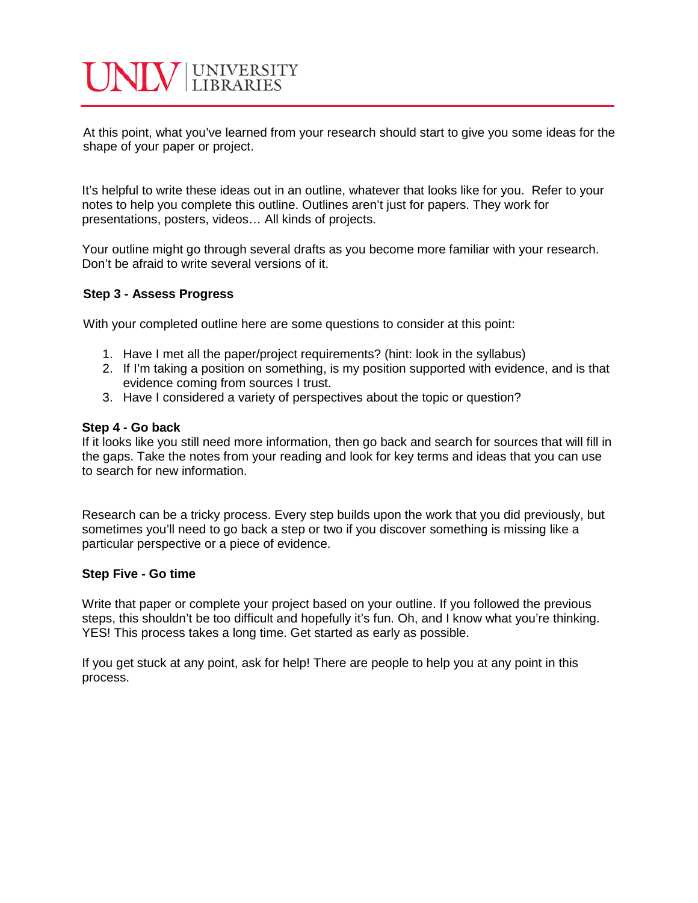At this point, what you've learned from your research should start to give you some ideas for the shape of your paper or project.

It's helpful to write these ideas out in an outline, whatever that looks like for you. Refer to your notes to help you complete this outline. Outlines aren't just for papers. They work for presentations, posters, videos… All kinds of projects.

Your outline might go through several drafts as you become more familiar with your research. Don't be afraid to write several versions of it.

**Step 3 - Assess Progress**

With your completed outline here are some questions to consider at this point:

1. Have I met all the paper/project requirements? (hint: look in the syllabus)
2. If I'm taking a position on something, is my position supported with evidence, and is that evidence coming from sources I trust.
3. Have I considered a variety of perspectives about the topic or question?

**Step 4 - Go back**

If it looks like you still need more information, then go back and search for sources that will fill in the gaps. Take the notes from your reading and look for key terms and ideas that you can use to search for new information.

Research can be a tricky process. Every step builds upon the work that you did previously, but sometimes you'll need to go back a step or two if you discover something is missing like a particular perspective or a piece of evidence.

**Step Five - Go time**

Write that paper or complete your project based on your outline. If you followed the previous steps, this shouldn't be too difficult and hopefully it's fun. Oh, and I know what you're thinking. YES! This process takes a long time. Get started as early as possible.

If you get stuck at any point, ask for help! There are people to help you at any point in this process.